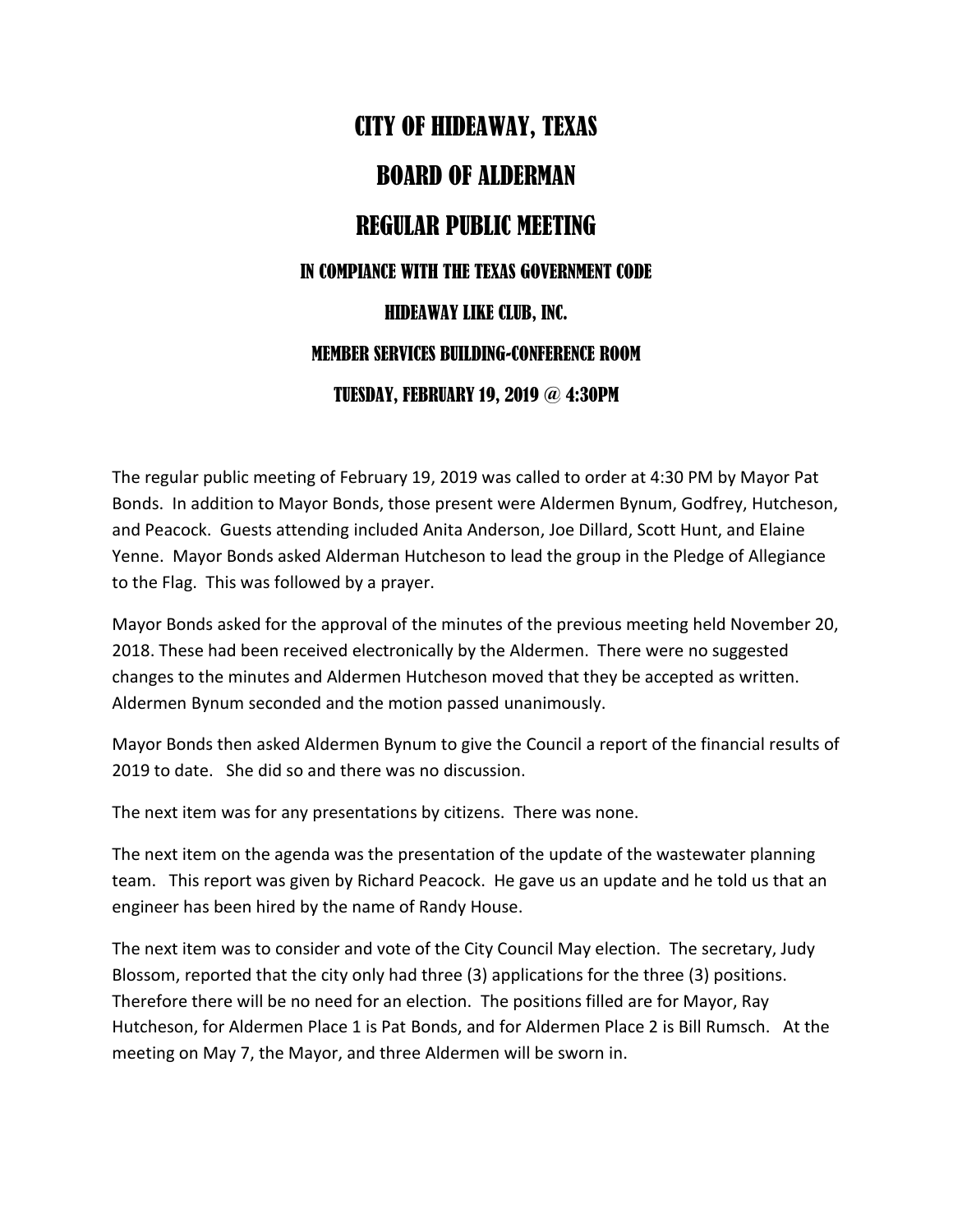# CITY OF HIDEAWAY, TEXAS

# BOARD OF ALDERMAN

# REGULAR PUBLIC MEETING

## IN COMPIANCE WITH THE TEXAS GOVERNMENT CODE

## HIDEAWAY LIKE CLUB, INC.

## MEMBER SERVICES BUILDING-CONFERENCE ROOM

## TUESDAY, FEBRUARY 19, 2019 @ 4:30PM

The regular public meeting of February 19, 2019 was called to order at 4:30 PM by Mayor Pat Bonds. In addition to Mayor Bonds, those present were Aldermen Bynum, Godfrey, Hutcheson, and Peacock. Guests attending included Anita Anderson, Joe Dillard, Scott Hunt, and Elaine Yenne. Mayor Bonds asked Alderman Hutcheson to lead the group in the Pledge of Allegiance to the Flag. This was followed by a prayer.

Mayor Bonds asked for the approval of the minutes of the previous meeting held November 20, 2018. These had been received electronically by the Aldermen. There were no suggested changes to the minutes and Aldermen Hutcheson moved that they be accepted as written. Aldermen Bynum seconded and the motion passed unanimously.

Mayor Bonds then asked Aldermen Bynum to give the Council a report of the financial results of 2019 to date. She did so and there was no discussion.

The next item was for any presentations by citizens. There was none.

The next item on the agenda was the presentation of the update of the wastewater planning team. This report was given by Richard Peacock. He gave us an update and he told us that an engineer has been hired by the name of Randy House.

The next item was to consider and vote of the City Council May election. The secretary, Judy Blossom, reported that the city only had three (3) applications for the three (3) positions. Therefore there will be no need for an election. The positions filled are for Mayor, Ray Hutcheson, for Aldermen Place 1 is Pat Bonds, and for Aldermen Place 2 is Bill Rumsch. At the meeting on May 7, the Mayor, and three Aldermen will be sworn in.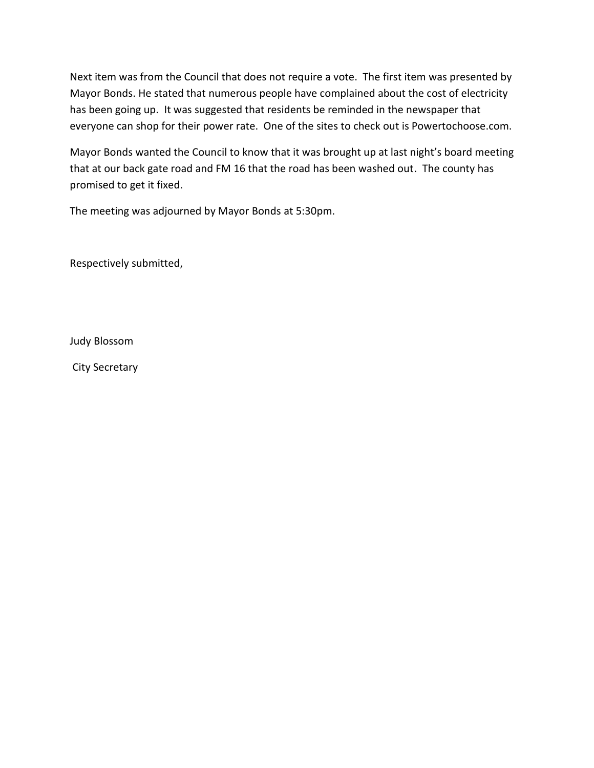Next item was from the Council that does not require a vote.  The first item was presented by Mayor Bonds. He stated that numerous people have complained about the cost of electricity has been going up.  It was suggested that residents be reminded in the newspaper that everyone can shop for their power rate.  One of the sites to check out is Powertochoose.com.

Mayor Bonds wanted the Council to know that it was brought up at last night's board meeting that at our back gate road and FM 16 that the road has been washed out.  The county has promised to get it fixed.

The meeting was adjourned by Mayor Bonds at 5:30pm.

Respectively submitted,

Judy Blossom

City Secretary